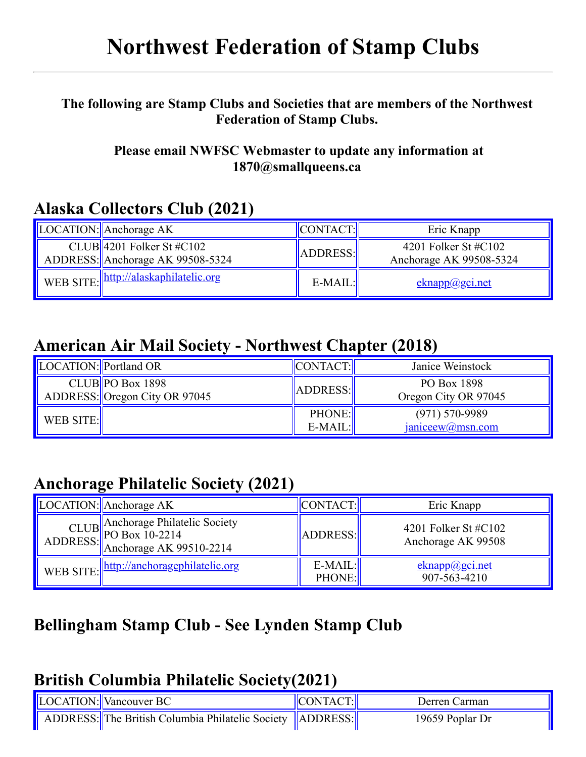# Northwest Federation of Stamp Clubs

---

**The following are Stamp Clubs and Societies that are members of the Northwest Federation of Stamp Clubs.**

**Please email NWFSC Webmaster to update any information at 1870@smallqueens.ca**

## Alaska Collectors Club (2021)

| LOCATION: | Anchorage AK | CONTACT: | Eric Knapp |
|---|---|---|---|
| CLUB ADDRESS: | 4201 Folker St #C102<br>Anchorage AK 99508-5324 | ADDRESS: | 4201 Folker St #C102<br>Anchorage AK 99508-5324 |
| WEB SITE: | http://alaskaphilatelic.org | E-MAIL: | eknapp@gci.net |

## American Air Mail Society - Northwest Chapter (2018)

| LOCATION: | Portland OR | CONTACT: | Janice Weinstock |
|---|---|---|---|
| CLUB ADDRESS: | PO Box 1898<br>Oregon City OR 97045 | ADDRESS: | PO Box 1898<br>Oregon City OR 97045 |
| WEB SITE: | | PHONE:<br>E-MAIL: | (971) 570-9989<br>janiceew@msn.com |

## Anchorage Philatelic Society (2021)

| LOCATION: | Anchorage AK | CONTACT: | Eric Knapp |
|---|---|---|---|
| CLUB ADDRESS: | Anchorage Philatelic Society<br>PO Box 10-2214<br>Anchorage AK 99510-2214 | ADDRESS: | 4201 Folker St #C102<br>Anchorage AK 99508 |
| WEB SITE: | http://anchoragephilatelic.org | E-MAIL:<br>PHONE: | eknapp@gci.net<br>907-563-4210 |

## Bellingham Stamp Club - See Lynden Stamp Club

## British Columbia Philatelic Society(2021)

| LOCATION: | Vancouver BC | CONTACT: | Derren Carman |
|---|---|---|---|
| ADDRESS: | The British Columbia Philatelic Society | ADDRESS: | 19659 Poplar Dr |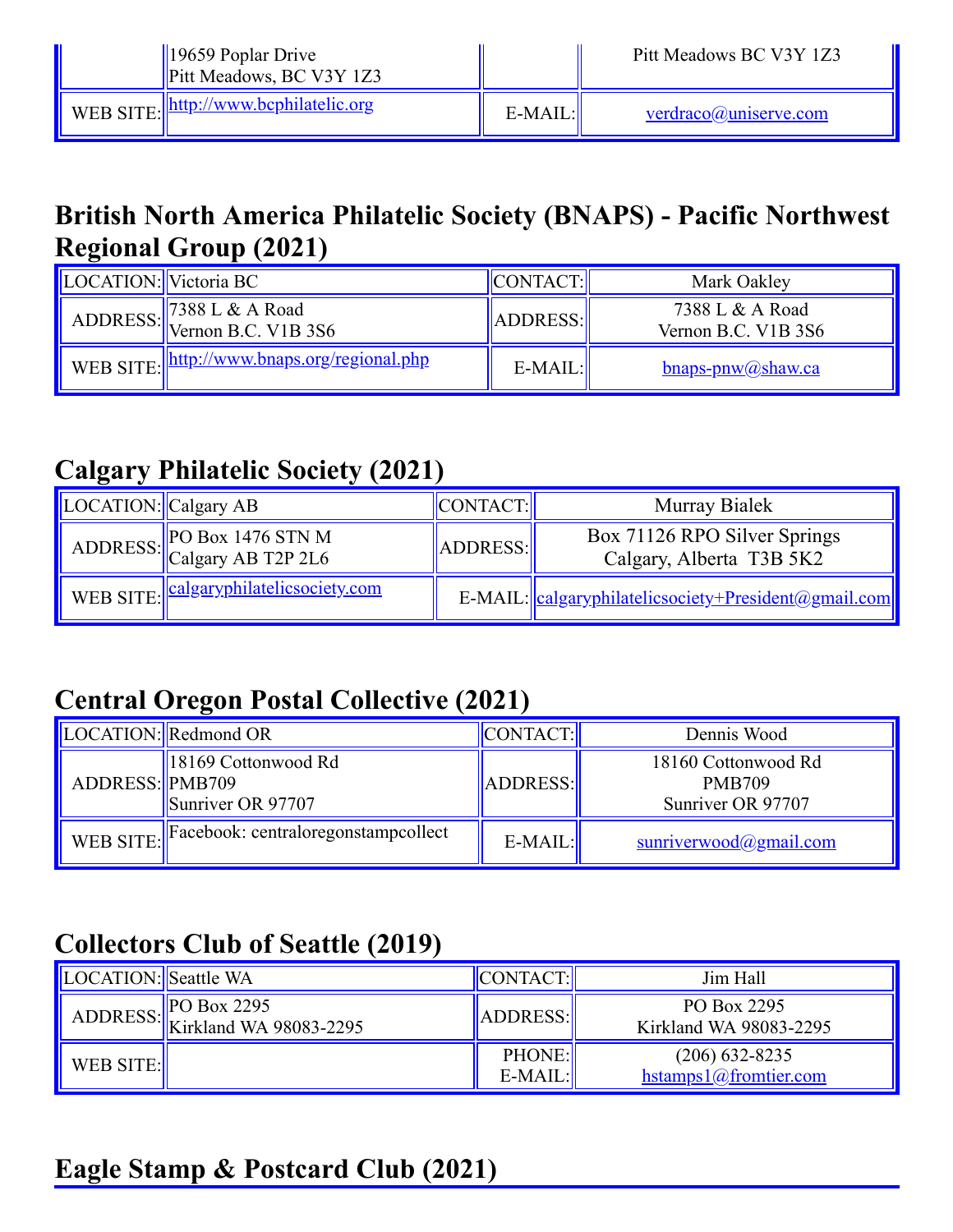| | 19659 Poplar Drive<br>Pitt Meadows, BC V3Y 1Z3 | | Pitt Meadows BC V3Y 1Z3 |
|---|---|---|---|
| WEB SITE: | http://www.bcphilatelic.org | E-MAIL: | verdraco@uniserve.com |

## British North America Philatelic Society (BNAPS) - Pacific Northwest Regional Group (2021)

| LOCATION: | Victoria BC | CONTACT: | Mark Oakley |
|---|---|---|---|
| ADDRESS: | 7388 L & A Road<br>Vernon B.C. V1B 3S6 | ADDRESS: | 7388 L & A Road<br>Vernon B.C. V1B 3S6 |
| WEB SITE: | http://www.bnaps.org/regional.php | E-MAIL: | bnaps-pnw@shaw.ca |

## Calgary Philatelic Society (2021)

| LOCATION: | Calgary AB | CONTACT: | Murray Bialek |
|---|---|---|---|
| ADDRESS: | PO Box 1476 STN M<br>Calgary AB T2P 2L6 | ADDRESS: | Box 71126 RPO Silver Springs<br>Calgary, Alberta T3B 5K2 |
| WEB SITE: | calgaryphilatelicsociety.com | E-MAIL: | calgaryphilatelicsociety+President@gmail.com |

## Central Oregon Postal Collective (2021)

| LOCATION: | Redmond OR | CONTACT: | Dennis Wood |
|---|---|---|---|
| ADDRESS: | 18169 Cottonwood Rd<br>PMB709<br>Sunriver OR 97707 | ADDRESS: | 18160 Cottonwood Rd<br>PMB709<br>Sunriver OR 97707 |
| WEB SITE: | Facebook: centraloregonstampcollect | E-MAIL: | sunriverwood@gmail.com |

## Collectors Club of Seattle (2019)

| LOCATION: | Seattle WA | CONTACT: | Jim Hall |
|---|---|---|---|
| ADDRESS: | PO Box 2295<br>Kirkland WA 98083-2295 | ADDRESS: | PO Box 2295<br>Kirkland WA 98083-2295 |
| WEB SITE: | | PHONE:<br>E-MAIL: | (206) 632-8235<br>hstamps1@fromtier.com |

## Eagle Stamp & Postcard Club (2021)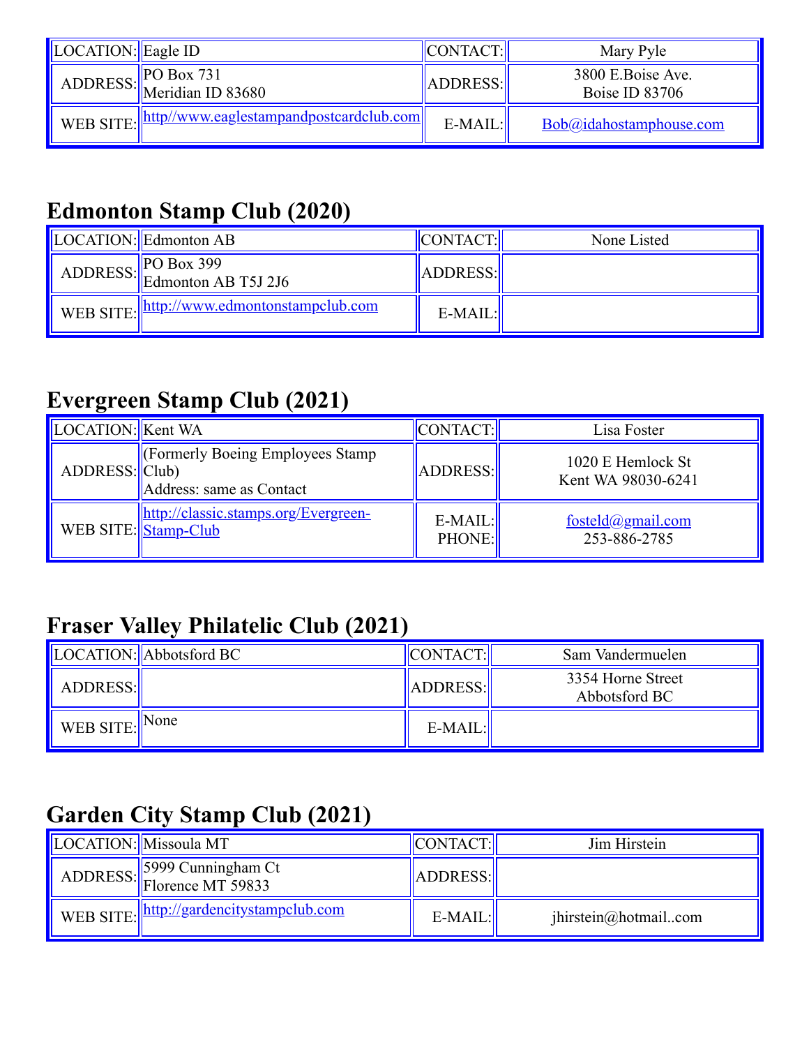| LOCATION: | Eagle ID | CONTACT: | Mary Pyle |
|---|---|---|---|
| ADDRESS: | PO Box 731<br>Meridian ID 83680 | ADDRESS: | 3800 E.Boise Ave.<br>Boise ID 83706 |
| WEB SITE: | http//www.eaglestampandpostcardclub.com | E-MAIL: | Bob@idahostamphouse.com |

## Edmonton Stamp Club (2020)

| LOCATION: | Edmonton AB | CONTACT: | None Listed |
|---|---|---|---|
| ADDRESS: | PO Box 399<br>Edmonton AB T5J 2J6 | ADDRESS: | |
| WEB SITE: | http://www.edmontonstampclub.com | E-MAIL: | |

## Evergreen Stamp Club (2021)

| LOCATION: | Kent WA | CONTACT: | Lisa Foster |
|---|---|---|---|
| ADDRESS: | (Formerly Boeing Employees Stamp Club)<br>Address: same as Contact | ADDRESS: | 1020 E Hemlock St<br>Kent WA 98030-6241 |
| WEB SITE: | http://classic.stamps.org/Evergreen-Stamp-Club | E-MAIL:<br>PHONE: | fosteld@gmail.com<br>253-886-2785 |

## Fraser Valley Philatelic Club (2021)

| LOCATION: | Abbotsford BC | CONTACT: | Sam Vandermuelen |
|---|---|---|---|
| ADDRESS: | | ADDRESS: | 3354 Horne Street<br>Abbotsford BC |
| WEB SITE: | None | E-MAIL: | |

## Garden City Stamp Club (2021)

| LOCATION: | Missoula MT | CONTACT: | Jim Hirstein |
|---|---|---|---|
| ADDRESS: | 5999 Cunningham Ct<br>Florence MT 59833 | ADDRESS: | |
| WEB SITE: | http://gardencitystampclub.com | E-MAIL: | jhirstein@hotmail..com |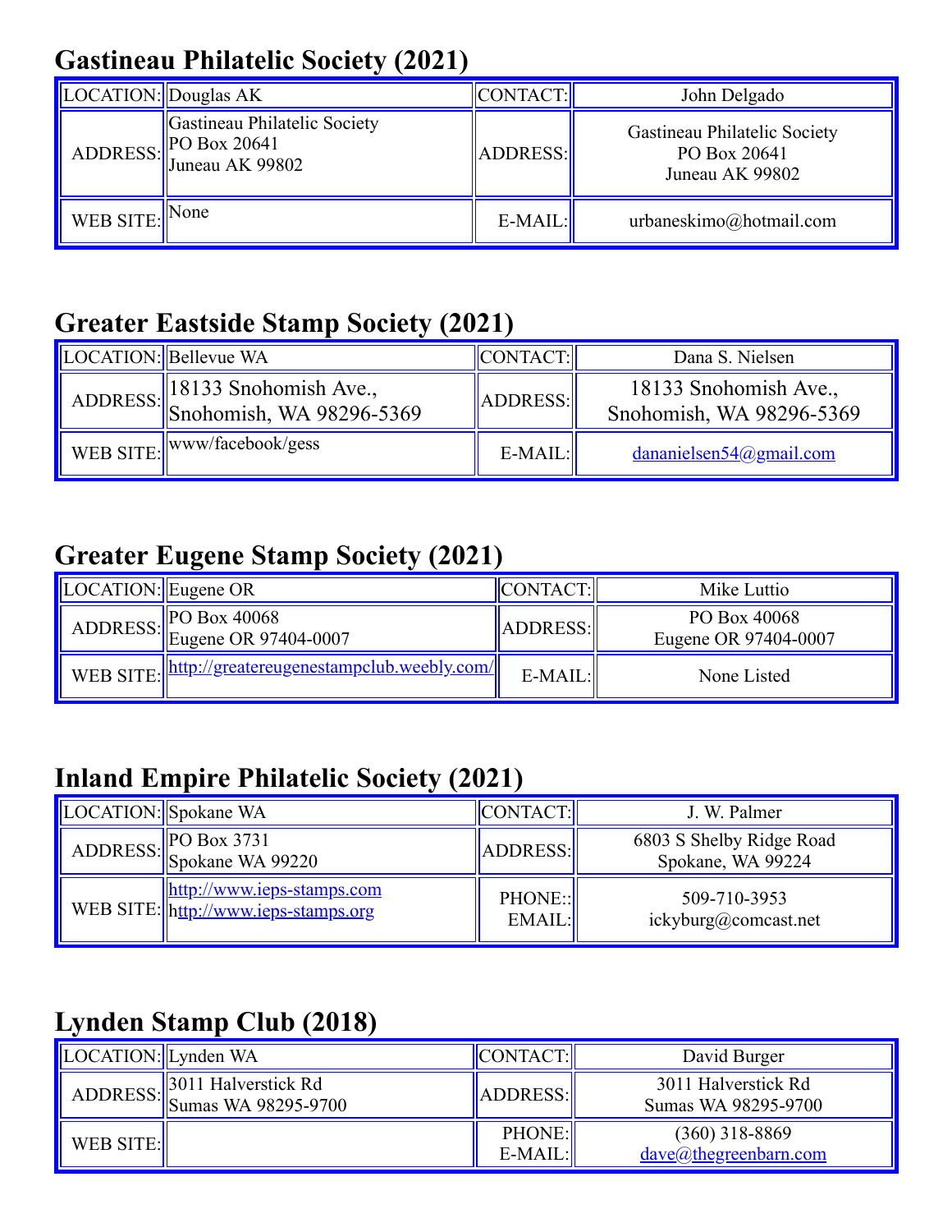## Gastineau Philatelic Society (2021)

| LOCATION: | Douglas AK | CONTACT: | John Delgado |
|---|---|---|---|
| ADDRESS: | Gastineau Philatelic Society<br>PO Box 20641<br>Juneau AK 99802 | ADDRESS: | Gastineau Philatelic Society<br>PO Box 20641<br>Juneau AK 99802 |
| WEB SITE: | None | E-MAIL: | urbaneskimo@hotmail.com |

## Greater Eastside Stamp Society (2021)

| LOCATION: | Bellevue WA | CONTACT: | Dana S. Nielsen |
|---|---|---|---|
| ADDRESS: | 18133 Snohomish Ave.,<br>Snohomish, WA 98296-5369 | ADDRESS: | 18133 Snohomish Ave.,<br>Snohomish, WA 98296-5369 |
| WEB SITE: | www/facebook/gess | E-MAIL: | dananielsen54@gmail.com |

## Greater Eugene Stamp Society (2021)

| LOCATION: | Eugene OR | CONTACT: | Mike Luttio |
|---|---|---|---|
| ADDRESS: | PO Box 40068<br>Eugene OR 97404-0007 | ADDRESS: | PO Box 40068<br>Eugene OR 97404-0007 |
| WEB SITE: | http://greatereugenestampclub.weebly.com/ | E-MAIL: | None Listed |

## Inland Empire Philatelic Society (2021)

| LOCATION: | Spokane WA | CONTACT: | J. W. Palmer |
|---|---|---|---|
| ADDRESS: | PO Box 3731<br>Spokane WA 99220 | ADDRESS: | 6803 S Shelby Ridge Road<br>Spokane, WA 99224 |
| WEB SITE: | http://www.ieps-stamps.com<br>http://www.ieps-stamps.org | PHONE::<br>EMAIL: | 509-710-3953<br>ickyburg@comcast.net |

## Lynden Stamp Club (2018)

| LOCATION: | Lynden WA | CONTACT: | David Burger |
|---|---|---|---|
| ADDRESS: | 3011 Halverstick Rd<br>Sumas WA 98295-9700 | ADDRESS: | 3011 Halverstick Rd<br>Sumas WA 98295-9700 |
| WEB SITE: | | PHONE:<br>E-MAIL: | (360) 318-8869<br>dave@thegreenbarn.com |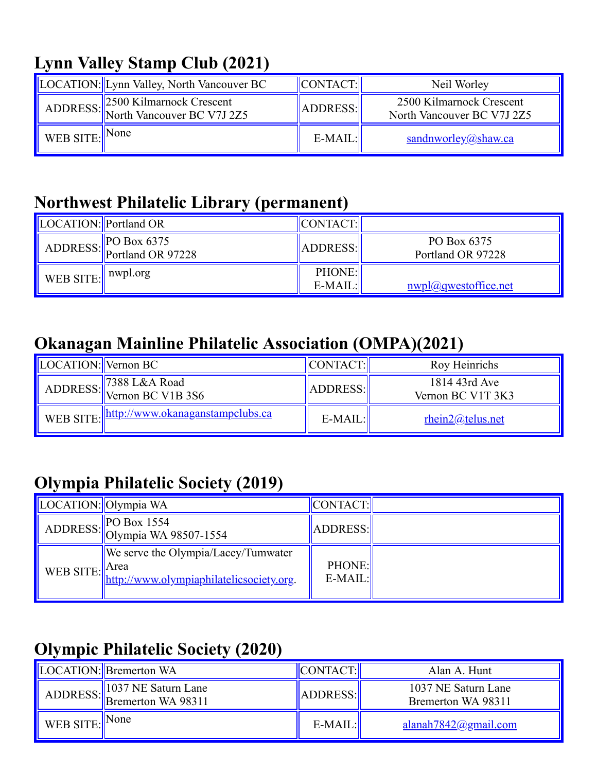## Lynn Valley Stamp Club (2021)

| LOCATION: | Lynn Valley, North Vancouver BC | CONTACT: | Neil Worley |
|---|---|---|---|
| ADDRESS: | 2500 Kilmarnock Crescent<br>North Vancouver BC V7J 2Z5 | ADDRESS: | 2500 Kilmarnock Crescent<br>North Vancouver BC V7J 2Z5 |
| WEB SITE: | None | E-MAIL: | sandnworley@shaw.ca |

## Northwest Philatelic Library (permanent)

| LOCATION: | Portland OR | CONTACT: | |
|---|---|---|---|
| ADDRESS: | PO Box 6375<br>Portland OR 97228 | ADDRESS: | PO Box 6375<br>Portland OR 97228 |
| WEB SITE: | nwpl.org | PHONE:<br>E-MAIL: | nwpl@qwestoffice.net |

## Okanagan Mainline Philatelic Association (OMPA)(2021)

| LOCATION: | Vernon BC | CONTACT: | Roy Heinrichs |
|---|---|---|---|
| ADDRESS: | 7388 L&A Road<br>Vernon BC V1B 3S6 | ADDRESS: | 1814 43rd Ave<br>Vernon BC V1T 3K3 |
| WEB SITE: | http://www.okanaganstampclubs.ca | E-MAIL: | rhein2@telus.net |

## Olympia Philatelic Society (2019)

| LOCATION: | Olympia WA | CONTACT: | |
|---|---|---|---|
| ADDRESS: | PO Box 1554<br>Olympia WA 98507-1554 | ADDRESS: | |
| WEB SITE: | We serve the Olympia/Lacey/Tumwater Area<br>http://www.olympiaphilatelicsociety.org. | PHONE:<br>E-MAIL: | |

## Olympic Philatelic Society (2020)

| LOCATION: | Bremerton WA | CONTACT: | Alan A. Hunt |
|---|---|---|---|
| ADDRESS: | 1037 NE Saturn Lane<br>Bremerton WA 98311 | ADDRESS: | 1037 NE Saturn Lane<br>Bremerton WA 98311 |
| WEB SITE: | None | E-MAIL: | alanah7842@gmail.com |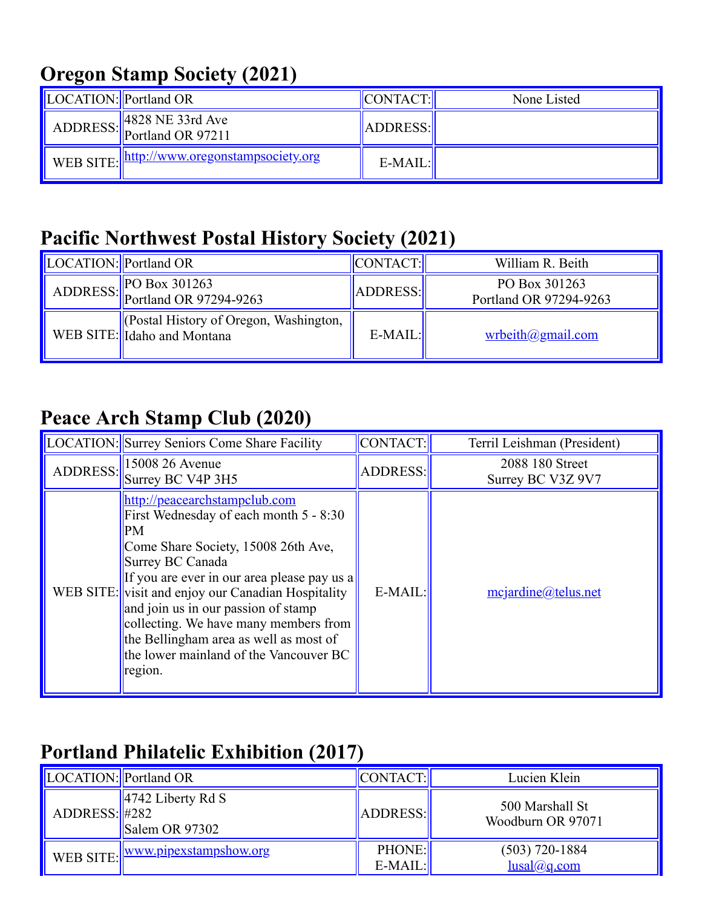## Oregon Stamp Society (2021)

| LOCATION: | Portland OR | CONTACT: | None Listed |
|---|---|---|---|
| ADDRESS: | 4828 NE 33rd Ave<br>Portland OR 97211 | ADDRESS: | |
| WEB SITE: | http://www.oregonstampsociety.org | E-MAIL: | |

## Pacific Northwest Postal History Society (2021)

| LOCATION: | Portland OR | CONTACT: | William R. Beith |
|---|---|---|---|
| ADDRESS: | PO Box 301263<br>Portland OR 97294-9263 | ADDRESS: | PO Box 301263<br>Portland OR 97294-9263 |
| WEB SITE: | (Postal History of Oregon, Washington, Idaho and Montana | E-MAIL: | wrbeith@gmail.com |

## Peace Arch Stamp Club (2020)

| LOCATION: | Surrey Seniors Come Share Facility | CONTACT: | Terril Leishman (President) |
|---|---|---|---|
| ADDRESS: | 15008 26 Avenue<br>Surrey BC V4P 3H5 | ADDRESS: | 2088 180 Street<br>Surrey BC V3Z 9V7 |
| WEB SITE: | http://peacearchstampclub.com<br>First Wednesday of each month 5 - 8:30 PM<br>Come Share Society, 15008 26th Ave, Surrey BC Canada<br>If you are ever in our area please pay us a visit and enjoy our Canadian Hospitality and join us in our passion of stamp collecting. We have many members from the Bellingham area as well as most of the lower mainland of the Vancouver BC region. | E-MAIL: | mcjardine@telus.net |

## Portland Philatelic Exhibition (2017)

| LOCATION: | Portland OR | CONTACT: | Lucien Klein |
|---|---|---|---|
| ADDRESS: | 4742 Liberty Rd S<br>#282<br>Salem OR 97302 | ADDRESS: | 500 Marshall St<br>Woodburn OR 97071 |
| WEB SITE: | www.pipexstampshow.org | PHONE:<br>E-MAIL: | (503) 720-1884<br>lusal@q.com |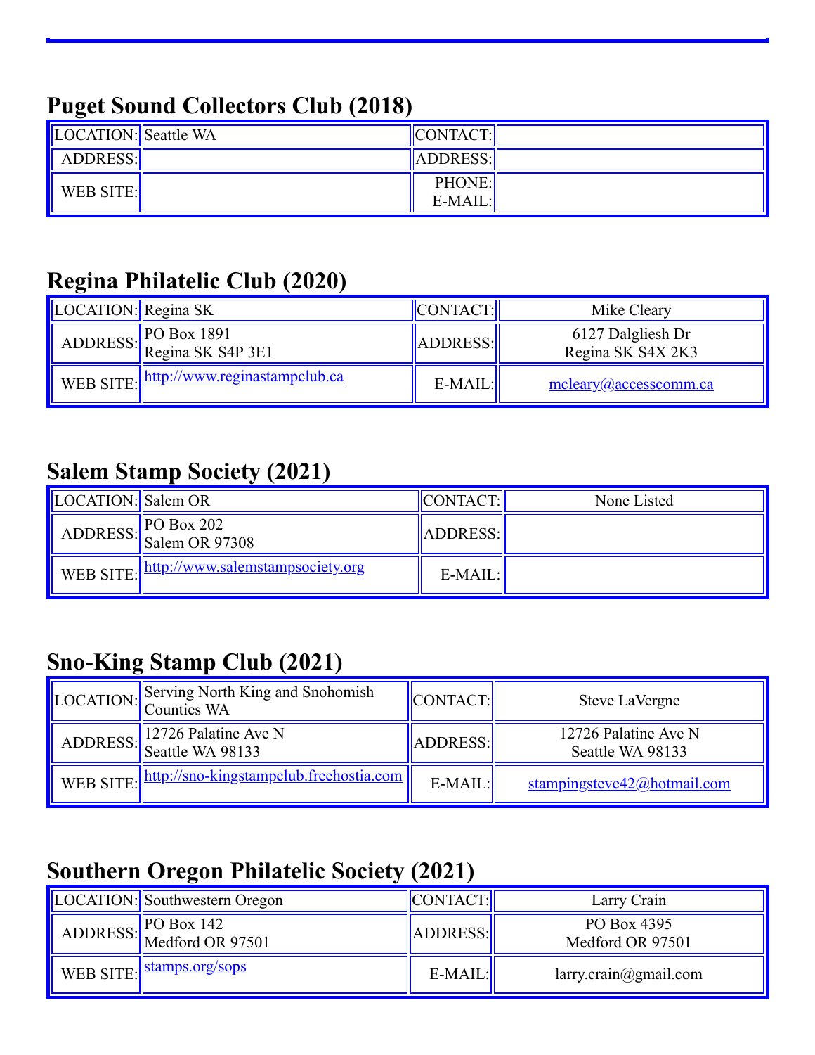## Puget Sound Collectors Club (2018)

| LOCATION: | Seattle WA | CONTACT: | |
|---|---|---|---|
| ADDRESS: | | ADDRESS: | |
| WEB SITE: | | PHONE:<br>E-MAIL: | |

## Regina Philatelic Club (2020)

| LOCATION: | Regina SK | CONTACT: | Mike Cleary |
|---|---|---|---|
| ADDRESS: | PO Box 1891<br>Regina SK S4P 3E1 | ADDRESS: | 6127 Dalgliesh Dr<br>Regina SK S4X 2K3 |
| WEB SITE: | http://www.reginastampclub.ca | E-MAIL: | mcleary@accesscomm.ca |

## Salem Stamp Society (2021)

| LOCATION: | Salem OR | CONTACT: | None Listed |
|---|---|---|---|
| ADDRESS: | PO Box 202<br>Salem OR 97308 | ADDRESS: | |
| WEB SITE: | http://www.salemstampsociety.org | E-MAIL: | |

## Sno-King Stamp Club (2021)

| LOCATION: | Serving North King and Snohomish Counties WA | CONTACT: | Steve LaVergne |
|---|---|---|---|
| ADDRESS: | 12726 Palatine Ave N<br>Seattle WA 98133 | ADDRESS: | 12726 Palatine Ave N<br>Seattle WA 98133 |
| WEB SITE: | http://sno-kingstampclub.freehostia.com | E-MAIL: | stampingsteve42@hotmail.com |

## Southern Oregon Philatelic Society (2021)

| LOCATION: | Southwestern Oregon | CONTACT: | Larry Crain |
|---|---|---|---|
| ADDRESS: | PO Box 142<br>Medford OR 97501 | ADDRESS: | PO Box 4395<br>Medford OR 97501 |
| WEB SITE: | stamps.org/sops | E-MAIL: | larry.crain@gmail.com |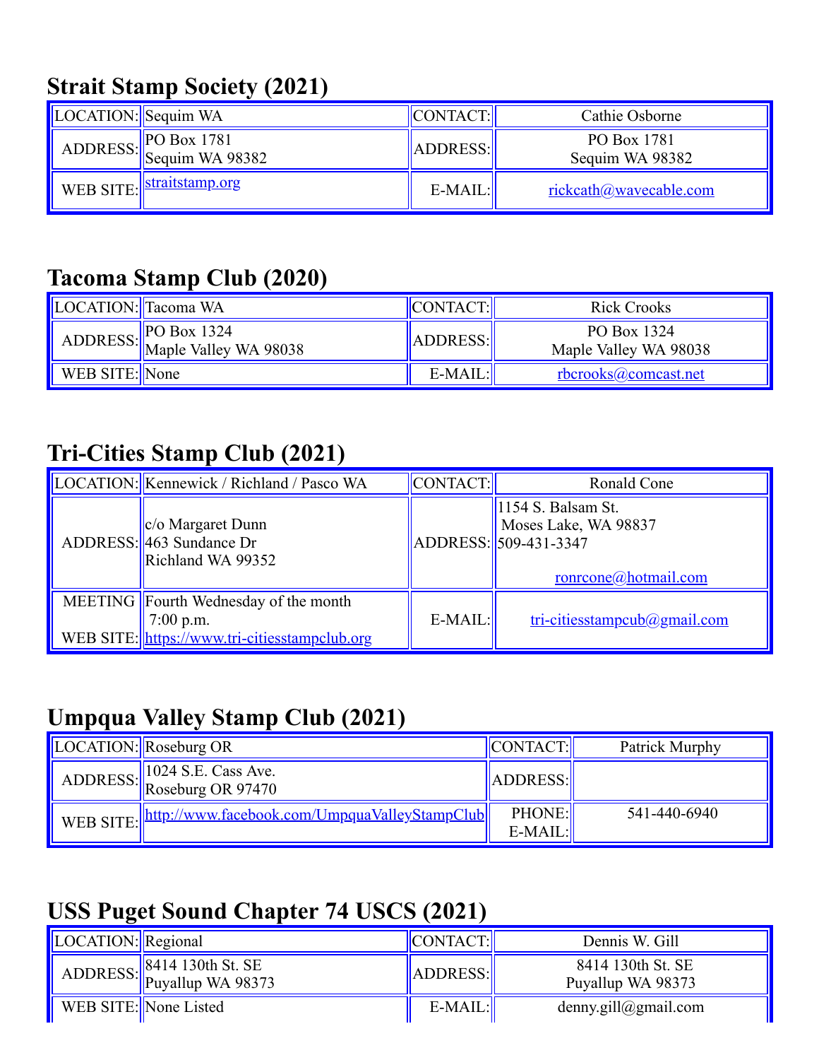## Strait Stamp Society (2021)

| LOCATION: | Sequim WA | CONTACT: | Cathie Osborne |
|---|---|---|---|
| ADDRESS: | PO Box 1781<br>Sequim WA 98382 | ADDRESS: | PO Box 1781<br>Sequim WA 98382 |
| WEB SITE: | straitstamp.org | E-MAIL: | rickcath@wavecable.com |

## Tacoma Stamp Club (2020)

| LOCATION: | Tacoma WA | CONTACT: | Rick Crooks |
|---|---|---|---|
| ADDRESS: | PO Box 1324<br>Maple Valley WA 98038 | ADDRESS: | PO Box 1324<br>Maple Valley WA 98038 |
| WEB SITE: | None | E-MAIL: | rbcrooks@comcast.net |

## Tri-Cities Stamp Club (2021)

| LOCATION: | Kennewick / Richland / Pasco WA | CONTACT: | Ronald Cone |
|---|---|---|---|
| ADDRESS: | c/o Margaret Dunn<br>463 Sundance Dr<br>Richland WA 99352 | ADDRESS: | 1154 S. Balsam St.<br>Moses Lake, WA 98837<br>509-431-3347<br><br>ronrcone@hotmail.com |
| MEETING<br><br>WEB SITE: | Fourth Wednesday of the month<br>7:00 p.m.<br>https://www.tri-citiesstampclub.org | E-MAIL: | tri-citiesstampcub@gmail.com |

## Umpqua Valley Stamp Club (2021)

| LOCATION: | Roseburg OR | CONTACT: | Patrick Murphy |
|---|---|---|---|
| ADDRESS: | 1024 S.E. Cass Ave.<br>Roseburg OR 97470 | ADDRESS: | |
| WEB SITE: | http://www.facebook.com/UmpquaValleyStampClub | PHONE:<br>E-MAIL: | 541-440-6940 |

## USS Puget Sound Chapter 74 USCS (2021)

| LOCATION: | Regional | CONTACT: | Dennis W. Gill |
|---|---|---|---|
| ADDRESS: | 8414 130th St. SE<br>Puyallup WA 98373 | ADDRESS: | 8414 130th St. SE<br>Puyallup WA 98373 |
| WEB SITE: | None Listed | E-MAIL: | denny.gill@gmail.com |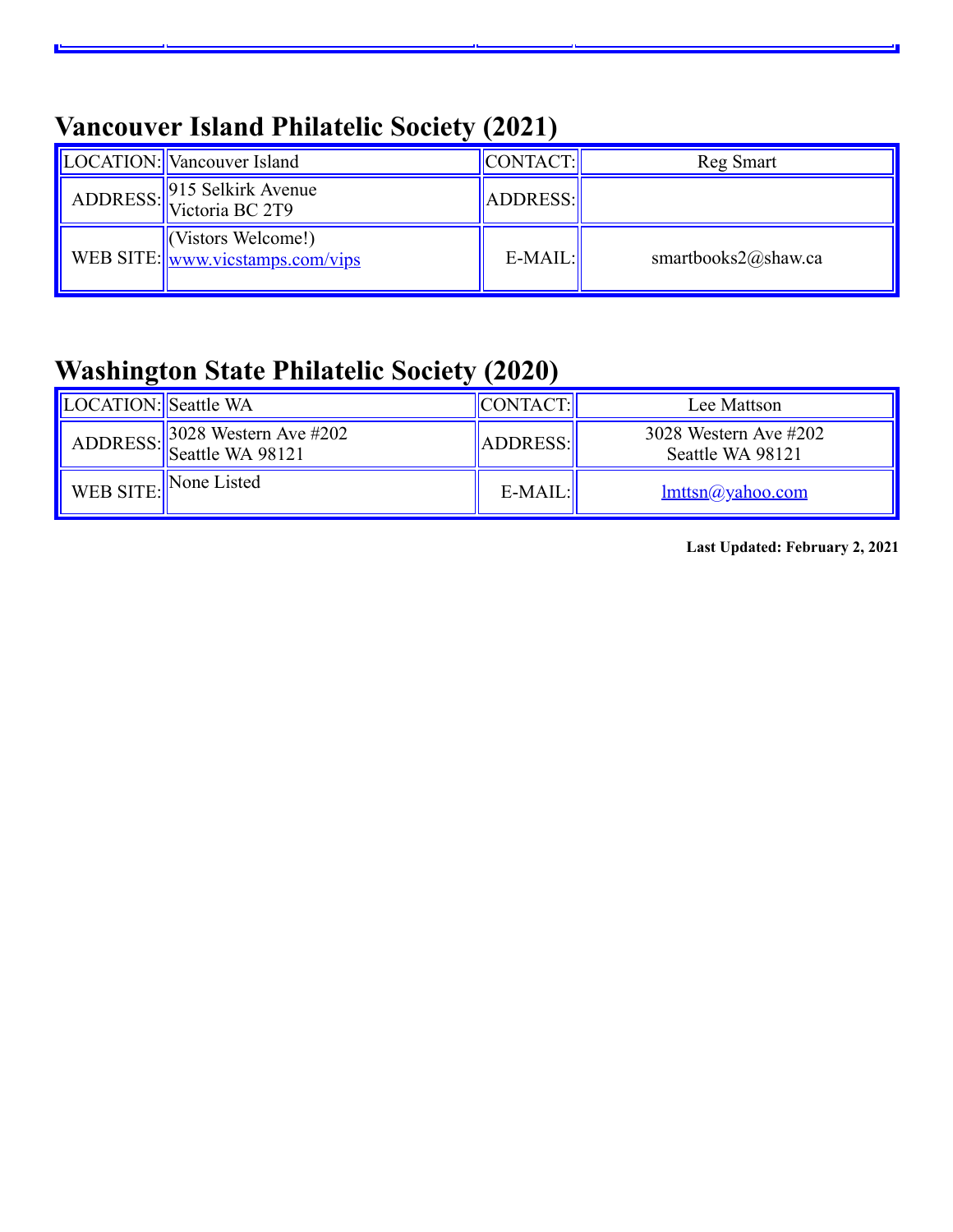## Vancouver Island Philatelic Society (2021)

| | | | |
|---|---|---|---|
| LOCATION: | Vancouver Island | CONTACT: | Reg Smart |
| ADDRESS: | 915 Selkirk Avenue<br>Victoria BC 2T9 | ADDRESS: | |
| WEB SITE: | (Vistors Welcome!)<br>www.vicstamps.com/vips | E-MAIL: | smartbooks2@shaw.ca |

## Washington State Philatelic Society (2020)

| | | | |
|---|---|---|---|
| LOCATION: | Seattle WA | CONTACT: | Lee Mattson |
| ADDRESS: | 3028 Western Ave #202<br>Seattle WA 98121 | ADDRESS: | 3028 Western Ave #202<br>Seattle WA 98121 |
| WEB SITE: | None Listed | E-MAIL: | lmttsn@yahoo.com |

**Last Updated: February 2, 2021**